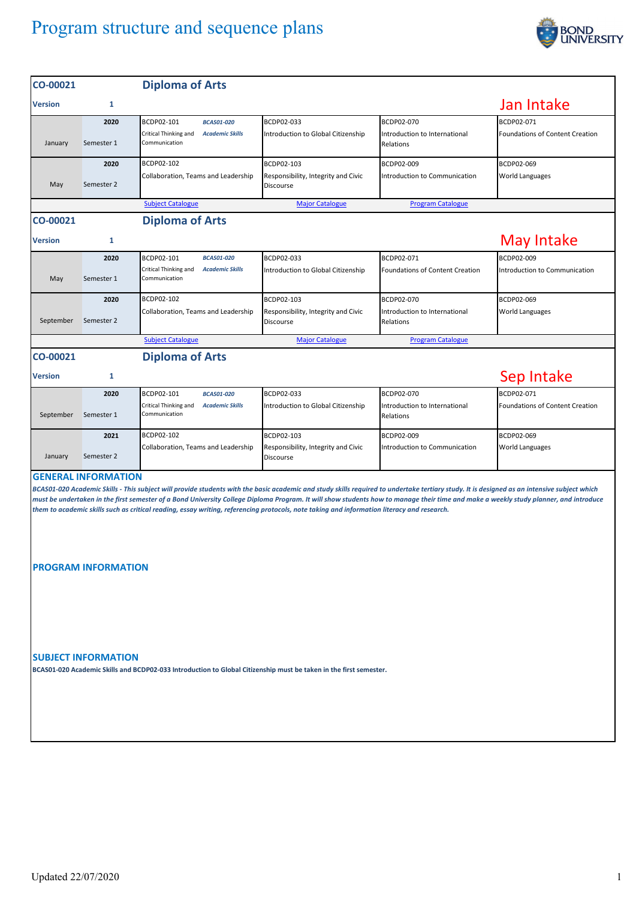# Program structure and sequence plans

## CO-00021 Diploma of Arts

**Version** 1

**Jan Intake**

| | | | | | |
|---|---|---|---|---|---|
| | 2020 | BCDP02-101 *BCAS01-020* | BCDP02-033 | BCDP02-070 | BCDP02-071 |
| January | Semester 1 | Critical Thinking and Communication *Academic Skills* | Introduction to Global Citizenship | Introduction to International Relations | Foundations of Content Creation |
| | 2020 | BCDP02-102 | BCDP02-103 | BCDP02-009 | BCDP02-069 |
| May | Semester 2 | Collaboration, Teams and Leadership | Responsibility, Integrity and Civic Discourse | Introduction to Communication | World Languages |

Subject Catalogue | Major Catalogue | Program Catalogue

## CO-00021 Diploma of Arts

**Version** 1

**May Intake**

| | | | | | |
|---|---|---|---|---|---|
| | 2020 | BCDP02-101 *BCAS01-020* | BCDP02-033 | BCDP02-071 | BCDP02-009 |
| May | Semester 1 | Critical Thinking and Communication *Academic Skills* | Introduction to Global Citizenship | Foundations of Content Creation | Introduction to Communication |
| | 2020 | BCDP02-102 | BCDP02-103 | BCDP02-070 | BCDP02-069 |
| September | Semester 2 | Collaboration, Teams and Leadership | Responsibility, Integrity and Civic Discourse | Introduction to International Relations | World Languages |

Subject Catalogue | Major Catalogue | Program Catalogue

## CO-00021 Diploma of Arts

**Version** 1

**Sep Intake**

| | | | | | |
|---|---|---|---|---|---|
| | 2020 | BCDP02-101 *BCAS01-020* | BCDP02-033 | BCDP02-070 | BCDP02-071 |
| September | Semester 1 | Critical Thinking and Communication *Academic Skills* | Introduction to Global Citizenship | Introduction to International Relations | Foundations of Content Creation |
| | 2021 | BCDP02-102 | BCDP02-103 | BCDP02-009 | BCDP02-069 |
| January | Semester 2 | Collaboration, Teams and Leadership | Responsibility, Integrity and Civic Discourse | Introduction to Communication | World Languages |

### GENERAL INFORMATION

***BCAS01-020 Academic Skills - This subject will provide students with the basic academic and study skills required to undertake tertiary study. It is designed as an intensive subject which must be undertaken in the first semester of a Bond University College Diploma Program. It will show students how to manage their time and make a weekly study planner, and introduce them to academic skills such as critical reading, essay writing, referencing protocols, note taking and information literacy and research.***

### PROGRAM INFORMATION

### SUBJECT INFORMATION

**BCAS01-020 Academic Skills and BCDP02-033 Introduction to Global Citizenship must be taken in the first semester.**

Updated 22/07/2020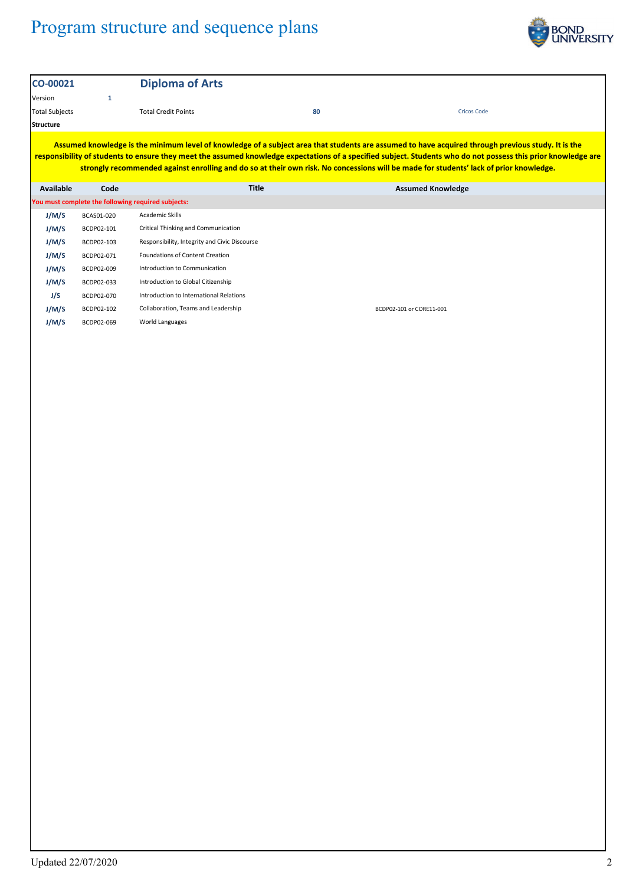# Program structure and sequence plans

| CO-00021 | | Diploma of Arts | | |
|---|---|---|---|---|
| Version | 1 | | | |
| Total Subjects | | Total Credit Points | 80 | Cricos Code |
| **Structure** | | | | |

**Assumed knowledge is the minimum level of knowledge of a subject area that students are assumed to have acquired through previous study. It is the responsibility of students to ensure they meet the assumed knowledge expectations of a specified subject. Students who do not possess this prior knowledge are strongly recommended against enrolling and do so at their own risk. No concessions will be made for students' lack of prior knowledge.**

| Available | Code | Title | Assumed Knowledge |
|---|---|---|---|
| **You must complete the following required subjects:** | | | |
| J/M/S | BCAS01-020 | Academic Skills | |
| J/M/S | BCDP02-101 | Critical Thinking and Communication | |
| J/M/S | BCDP02-103 | Responsibility, Integrity and Civic Discourse | |
| J/M/S | BCDP02-071 | Foundations of Content Creation | |
| J/M/S | BCDP02-009 | Introduction to Communication | |
| J/M/S | BCDP02-033 | Introduction to Global Citizenship | |
| J/S | BCDP02-070 | Introduction to International Relations | |
| J/M/S | BCDP02-102 | Collaboration, Teams and Leadership | BCDP02-101 or CORE11-001 |
| J/M/S | BCDP02-069 | World Languages | |

Updated 22/07/2020